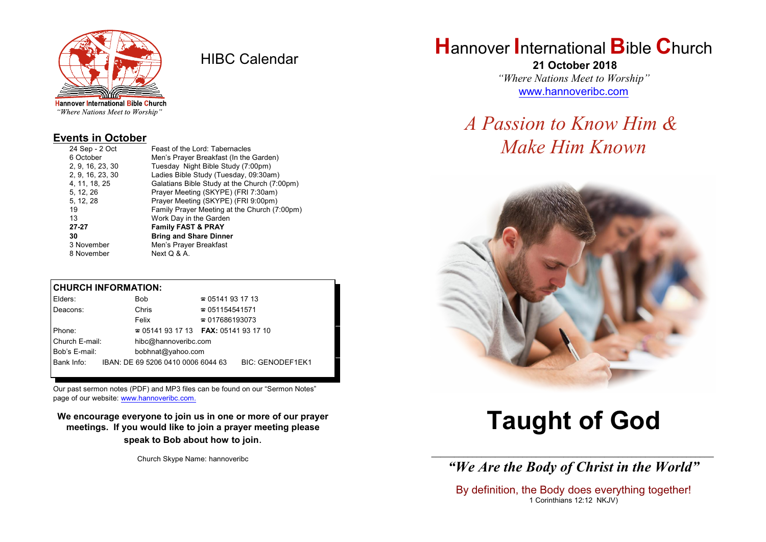Hannover International Bible Church
*"Where Nations Meet to Worship"*

# HIBC Calendar

## Events in October

| | |
|---|---|
| 24 Sep - 2 Oct | Feast of the Lord: Tabernacles |
| 6 October | Men's Prayer Breakfast (In the Garden) |
| 2, 9, 16, 23, 30 | Tuesday Night Bible Study (7:00pm) |
| 2, 9, 16, 23, 30 | Ladies Bible Study (Tuesday, 09:30am) |
| 4, 11, 18, 25 | Galatians Bible Study at the Church (7:00pm) |
| 5, 12, 26 | Prayer Meeting (SKYPE) (FRI 7:30am) |
| 5, 12, 28 | Prayer Meeting (SKYPE) (FRI 9:00pm) |
| 19 | Family Prayer Meeting at the Church (7:00pm) |
| 13 | Work Day in the Garden |
| **27-27** | **Family FAST & PRAY** |
| **30** | **Bring and Share Dinner** |
| 3 November | Men's Prayer Breakfast |
| 8 November | Next Q & A. |

## CHURCH INFORMATION:

| | | |
|---|---|---|
| Elders: | Bob | ☎ 05141 93 17 13 |
| Deacons: | Chris | ☎ 051154541571 |
| | Felix | ☎ 017686193073 |
| Phone: | ☎ 05141 93 17 13 | **FAX:** 05141 93 17 10 |
| Church E-mail: | hibc@hannoveribc.com | |
| Bob's E-mail: | bobhnat@yahoo.com | |
| Bank Info: | IBAN: DE 69 5206 0410 0006 6044 63 | BIC: GENODEF1EK1 |

Our past sermon notes (PDF) and MP3 files can be found on our "Sermon Notes" page of our website: www.hannoveribc.com.

**We encourage everyone to join us in one or more of our prayer meetings. If you would like to join a prayer meeting please speak to Bob about how to join.**

Church Skype Name: hannoveribc

# Hannover International Bible Church

**21 October 2018**

*"Where Nations Meet to Worship"*

www.hannoveribc.com

## *A Passion to Know Him & Make Him Known*

# Taught of God

---

***"We Are the Body of Christ in the World"***

By definition, the Body does everything together!
1 Corinthians 12:12 NKJV)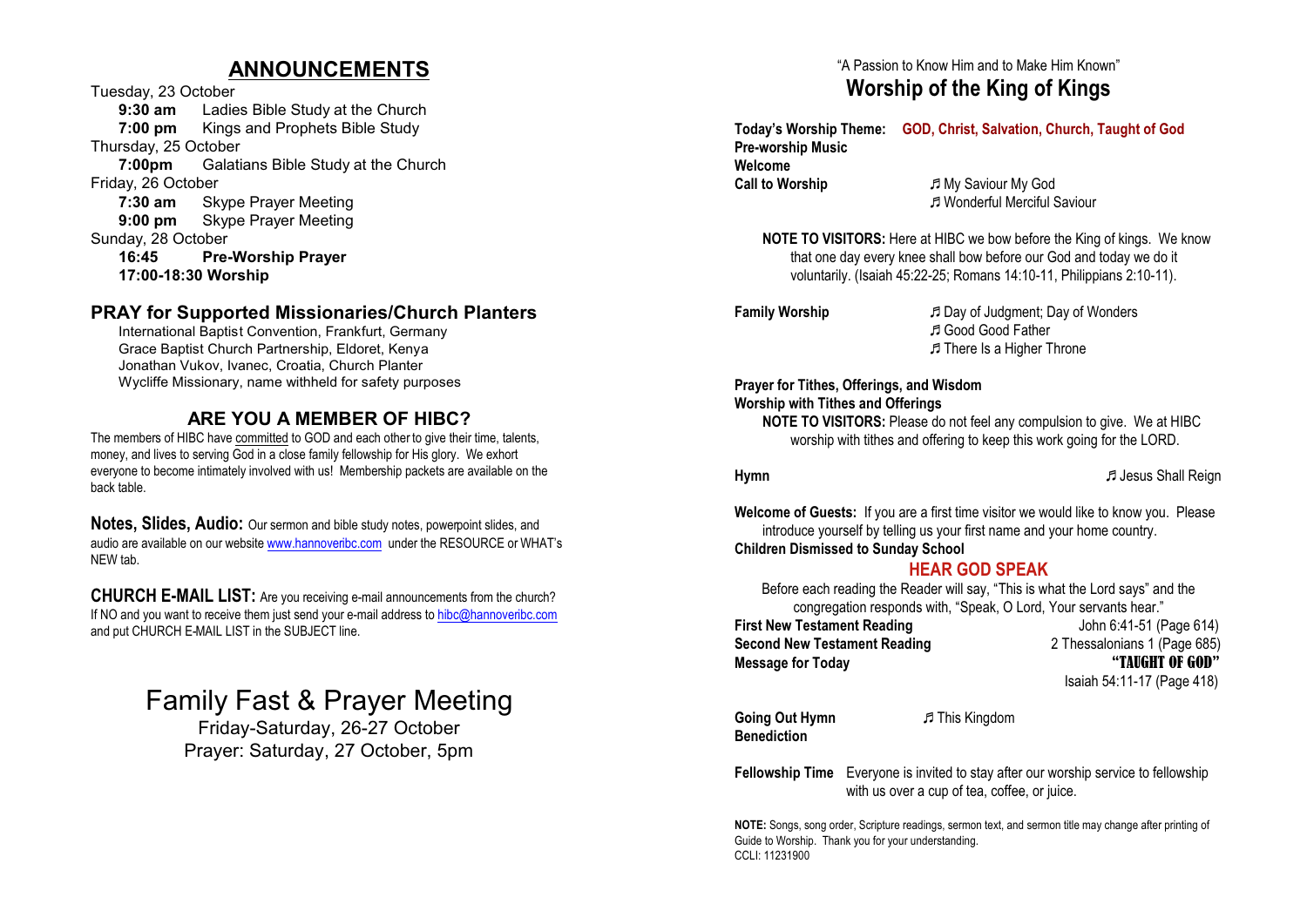# ANNOUNCEMENTS

Tuesday, 23 October
- **9:30 am** Ladies Bible Study at the Church
- **7:00 pm** Kings and Prophets Bible Study

Thursday, 25 October
- **7:00pm** Galatians Bible Study at the Church

Friday, 26 October
- **7:30 am** Skype Prayer Meeting
- **9:00 pm** Skype Prayer Meeting

Sunday, 28 October
- **16:45 Pre-Worship Prayer**
- **17:00-18:30 Worship**

## PRAY for Supported Missionaries/Church Planters

International Baptist Convention, Frankfurt, Germany
Grace Baptist Church Partnership, Eldoret, Kenya
Jonathan Vukov, Ivanec, Croatia, Church Planter
Wycliffe Missionary, name withheld for safety purposes

## ARE YOU A MEMBER OF HIBC?

The members of HIBC have committed to GOD and each other to give their time, talents, money, and lives to serving God in a close family fellowship for His glory. We exhort everyone to become intimately involved with us! Membership packets are available on the back table.

**Notes, Slides, Audio:** Our sermon and bible study notes, powerpoint slides, and audio are available on our website www.hannoveribc.com under the RESOURCE or WHAT's NEW tab.

**CHURCH E-MAIL LIST:** Are you receiving e-mail announcements from the church? If NO and you want to receive them just send your e-mail address to hibc@hannoveribc.com and put CHURCH E-MAIL LIST in the SUBJECT line.

# Family Fast & Prayer Meeting

Friday-Saturday, 26-27 October
Prayer: Saturday, 27 October, 5pm

"A Passion to Know Him and to Make Him Known"

# Worship of the King of Kings

**Today's Worship Theme:** **GOD, Christ, Salvation, Church, Taught of God**
**Pre-worship Music**
**Welcome**
**Call to Worship** ♬ My Saviour My God
♬ Wonderful Merciful Saviour

**NOTE TO VISITORS:** Here at HIBC we bow before the King of kings. We know that one day every knee shall bow before our God and today we do it voluntarily. (Isaiah 45:22-25; Romans 14:10-11, Philippians 2:10-11).

**Family Worship** ♬ Day of Judgment; Day of Wonders
♬ Good Good Father
♬ There Is a Higher Throne

**Prayer for Tithes, Offerings, and Wisdom**
**Worship with Tithes and Offerings**
**NOTE TO VISITORS:** Please do not feel any compulsion to give. We at HIBC worship with tithes and offering to keep this work going for the LORD.

**Hymn** ♬ Jesus Shall Reign

**Welcome of Guests:** If you are a first time visitor we would like to know you. Please introduce yourself by telling us your first name and your home country.
**Children Dismissed to Sunday School**

## HEAR GOD SPEAK

Before each reading the Reader will say, "This is what the Lord says" and the congregation responds with, "Speak, O Lord, Your servants hear."

**First New Testament Reading** John 6:41-51 (Page 614)
**Second New Testament Reading** 2 Thessalonians 1 (Page 685)
**Message for Today** **"TAUGHT OF GOD"**
Isaiah 54:11-17 (Page 418)

**Going Out Hymn** ♬ This Kingdom
**Benediction**

**Fellowship Time** Everyone is invited to stay after our worship service to fellowship with us over a cup of tea, coffee, or juice.

**NOTE:** Songs, song order, Scripture readings, sermon text, and sermon title may change after printing of Guide to Worship. Thank you for your understanding.
CCLI: 11231900